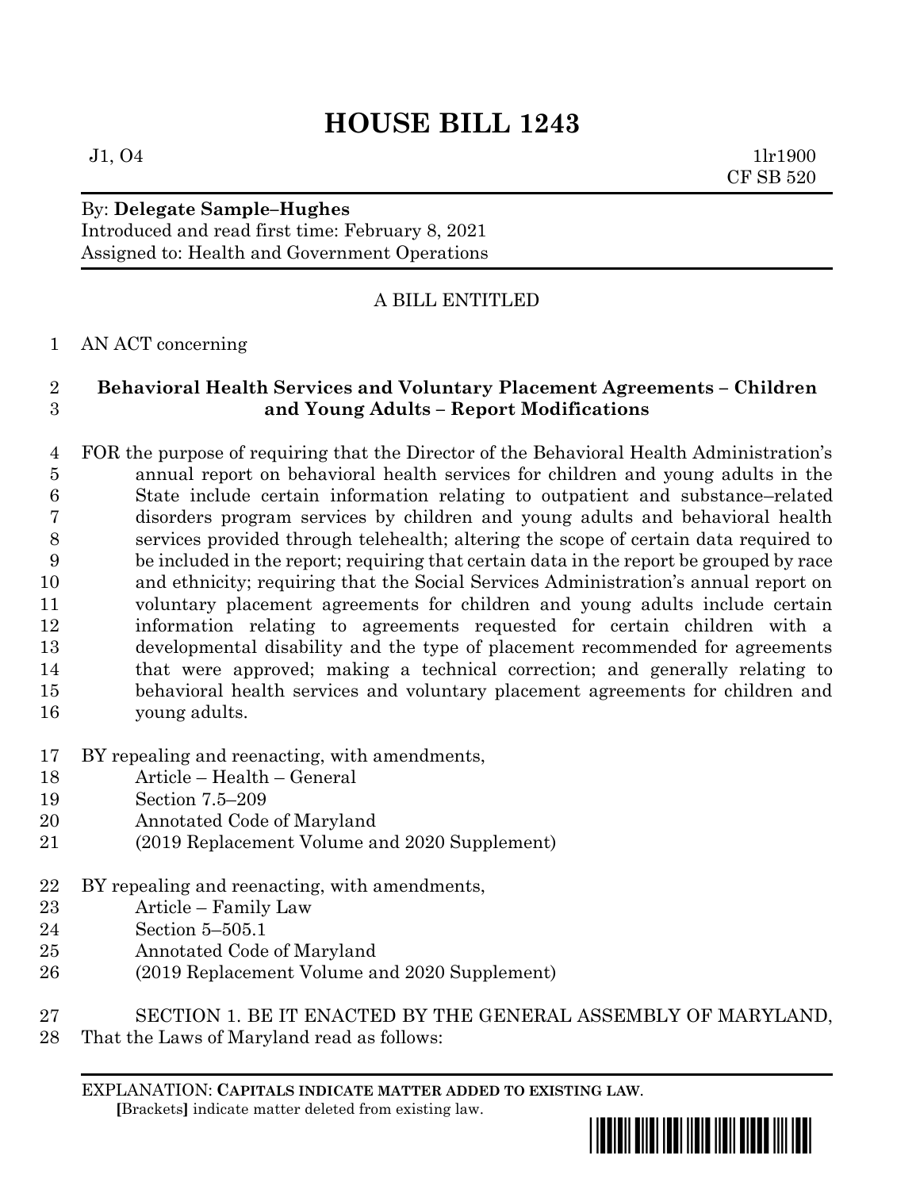# HOUSE BILL 1243

J1, O4 1lr1900
CF SB 520

By: **Delegate Sample–Hughes**
Introduced and read first time: February 8, 2021
Assigned to: Health and Government Operations

A BILL ENTITLED

AN ACT concerning

**Behavioral Health Services and Voluntary Placement Agreements – Children and Young Adults – Report Modifications**

FOR the purpose of requiring that the Director of the Behavioral Health Administration's annual report on behavioral health services for children and young adults in the State include certain information relating to outpatient and substance–related disorders program services by children and young adults and behavioral health services provided through telehealth; altering the scope of certain data required to be included in the report; requiring that certain data in the report be grouped by race and ethnicity; requiring that the Social Services Administration's annual report on voluntary placement agreements for children and young adults include certain information relating to agreements requested for certain children with a developmental disability and the type of placement recommended for agreements that were approved; making a technical correction; and generally relating to behavioral health services and voluntary placement agreements for children and young adults.

BY repealing and reenacting, with amendments,
Article – Health – General
Section 7.5–209
Annotated Code of Maryland
(2019 Replacement Volume and 2020 Supplement)

BY repealing and reenacting, with amendments,
Article – Family Law
Section 5–505.1
Annotated Code of Maryland
(2019 Replacement Volume and 2020 Supplement)

SECTION 1. BE IT ENACTED BY THE GENERAL ASSEMBLY OF MARYLAND, That the Laws of Maryland read as follows:

EXPLANATION: **CAPITALS INDICATE MATTER ADDED TO EXISTING LAW**.
**[**Brackets**]** indicate matter deleted from existing law.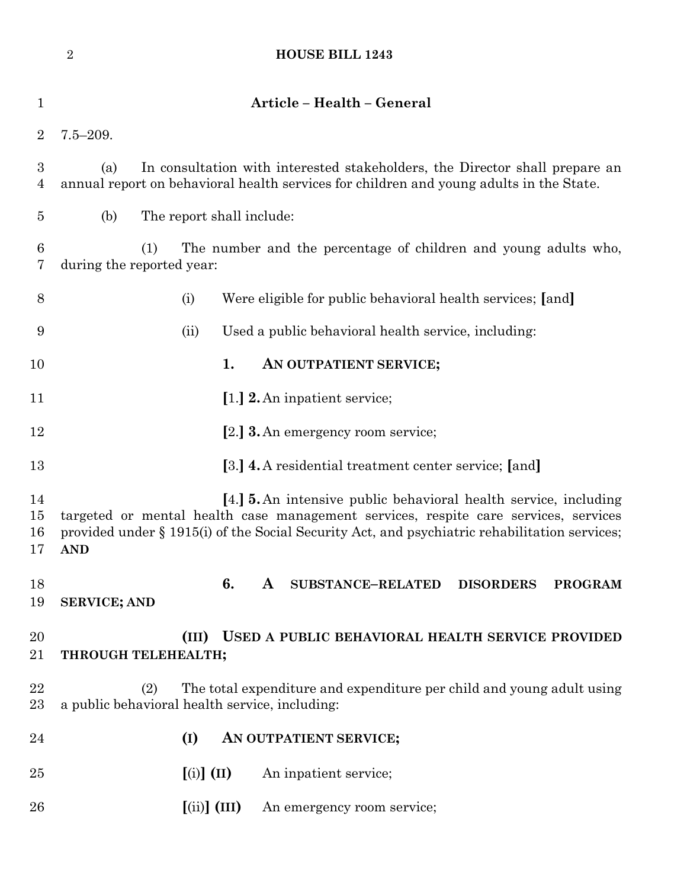## Article – Health – General

7.5–209.

(a) In consultation with interested stakeholders, the Director shall prepare an annual report on behavioral health services for children and young adults in the State.

(b) The report shall include:

(1) The number and the percentage of children and young adults who, during the reported year:

(i) Were eligible for public behavioral health services; [and]

(ii) Used a public behavioral health service, including:

**1. AN OUTPATIENT SERVICE;**

[1.] **2.** An inpatient service;

[2.] **3.** An emergency room service;

[3.] **4.** A residential treatment center service; [and]

[4.] **5.** An intensive public behavioral health service, including targeted or mental health case management services, respite care services, services provided under § 1915(i) of the Social Security Act, and psychiatric rehabilitation services; **AND**

**6. A SUBSTANCE–RELATED DISORDERS PROGRAM SERVICE; AND**

**(III) USED A PUBLIC BEHAVIORAL HEALTH SERVICE PROVIDED THROUGH TELEHEALTH;**

(2) The total expenditure and expenditure per child and young adult using a public behavioral health service, including:

**(I) AN OUTPATIENT SERVICE;**

[(i)] **(II)** An inpatient service;

[(ii)] **(III)** An emergency room service;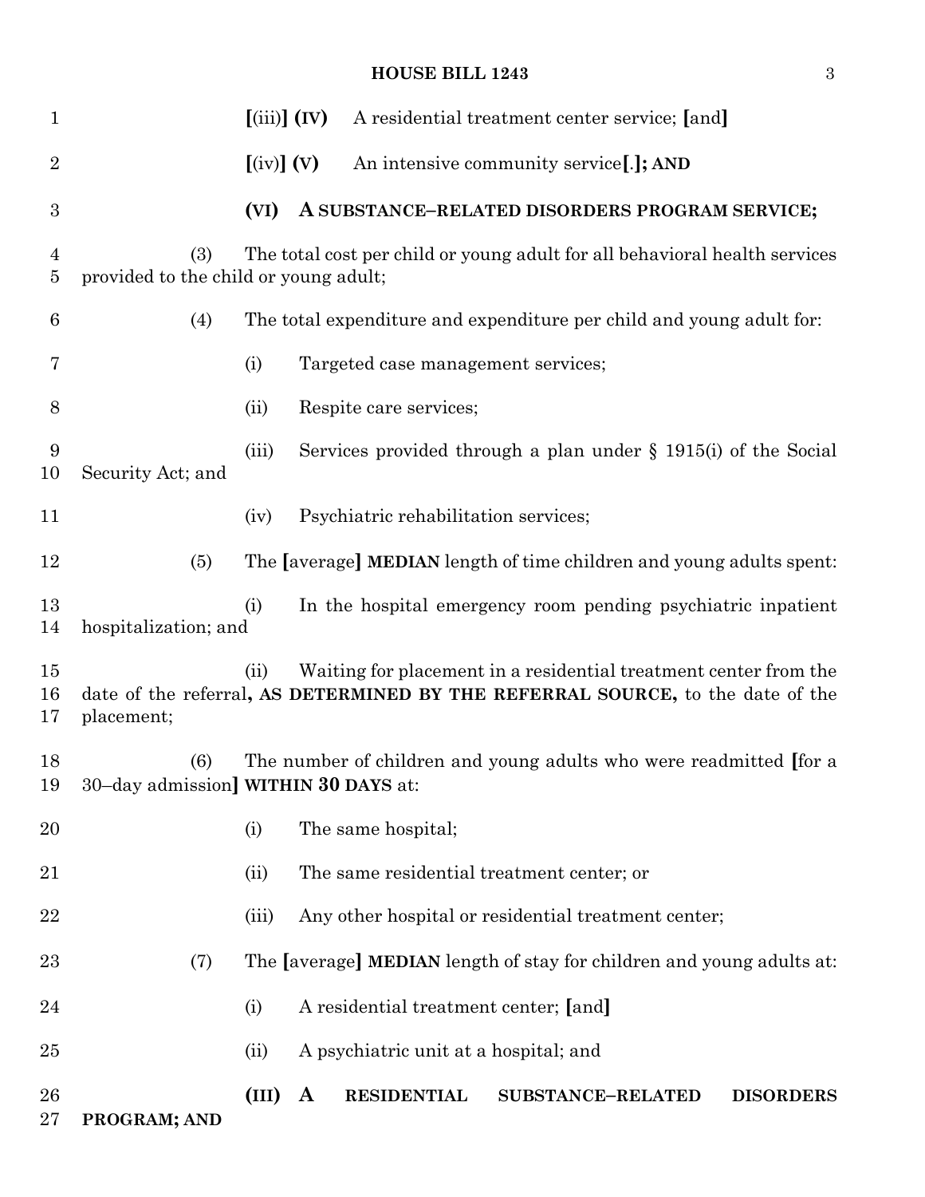[(iii)] **(IV)** A residential treatment center service; [and]

[(iv)] **(V)** An intensive community service[.]**; AND**

**(VI) A SUBSTANCE–RELATED DISORDERS PROGRAM SERVICE;**

(3) The total cost per child or young adult for all behavioral health services provided to the child or young adult;

(4) The total expenditure and expenditure per child and young adult for:

(i) Targeted case management services;

(ii) Respite care services;

(iii) Services provided through a plan under § 1915(i) of the Social Security Act; and

(iv) Psychiatric rehabilitation services;

(5) The [average] **MEDIAN** length of time children and young adults spent:

(i) In the hospital emergency room pending psychiatric inpatient hospitalization; and

(ii) Waiting for placement in a residential treatment center from the date of the referral**, AS DETERMINED BY THE REFERRAL SOURCE,** to the date of the placement;

(6) The number of children and young adults who were readmitted [for a 30–day admission] **WITHIN 30 DAYS** at:

(i) The same hospital;

(ii) The same residential treatment center; or

(iii) Any other hospital or residential treatment center;

(7) The [average] **MEDIAN** length of stay for children and young adults at:

(i) A residential treatment center; [and]

(ii) A psychiatric unit at a hospital; and

**(III) A RESIDENTIAL SUBSTANCE–RELATED DISORDERS PROGRAM; AND**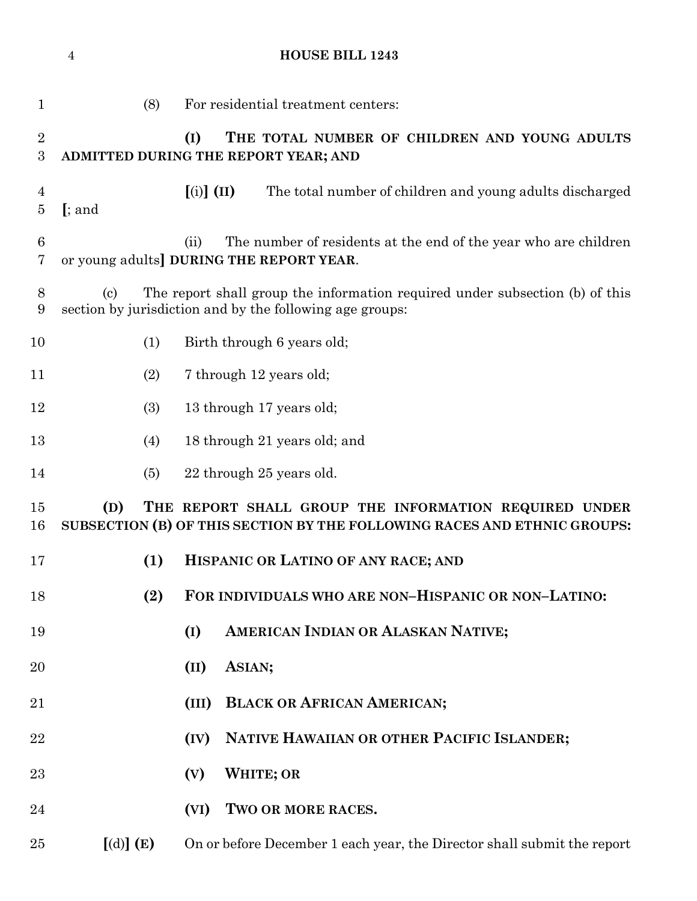(8) For residential treatment centers:

**(I) THE TOTAL NUMBER OF CHILDREN AND YOUNG ADULTS ADMITTED DURING THE REPORT YEAR; AND**

**[**(i)**] (II)** The total number of children and young adults discharged **[**; and

(ii) The number of residents at the end of the year who are children or young adults**] DURING THE REPORT YEAR**.

(c) The report shall group the information required under subsection (b) of this section by jurisdiction and by the following age groups:

(1) Birth through 6 years old;

(2) 7 through 12 years old;

(3) 13 through 17 years old;

(4) 18 through 21 years old; and

(5) 22 through 25 years old.

**(D) THE REPORT SHALL GROUP THE INFORMATION REQUIRED UNDER SUBSECTION (B) OF THIS SECTION BY THE FOLLOWING RACES AND ETHNIC GROUPS:**

**(1) HISPANIC OR LATINO OF ANY RACE; AND**

**(2) FOR INDIVIDUALS WHO ARE NON–HISPANIC OR NON–LATINO:**

**(I) AMERICAN INDIAN OR ALASKAN NATIVE;**

**(II) ASIAN;**

**(III) BLACK OR AFRICAN AMERICAN;**

**(IV) NATIVE HAWAIIAN OR OTHER PACIFIC ISLANDER;**

**(V) WHITE; OR**

**(VI) TWO OR MORE RACES.**

**[**(d)**] (E)** On or before December 1 each year, the Director shall submit the report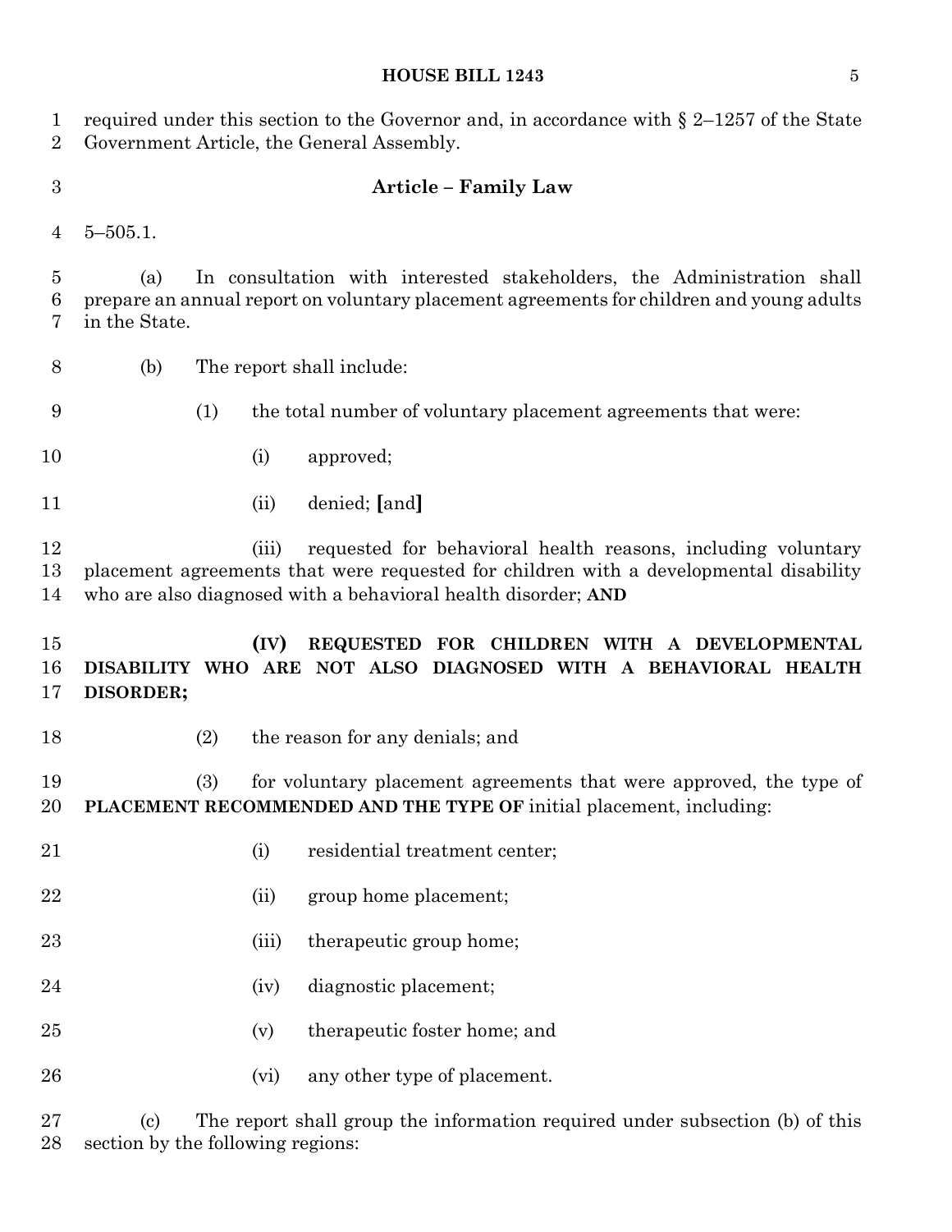required under this section to the Governor and, in accordance with § 2–1257 of the State Government Article, the General Assembly.

### Article – Family Law

5–505.1.

(a) In consultation with interested stakeholders, the Administration shall prepare an annual report on voluntary placement agreements for children and young adults in the State.

(b) The report shall include:

(1) the total number of voluntary placement agreements that were:

(i) approved;

(ii) denied; [and]

(iii) requested for behavioral health reasons, including voluntary placement agreements that were requested for children with a developmental disability who are also diagnosed with a behavioral health disorder; **AND**

**(IV) REQUESTED FOR CHILDREN WITH A DEVELOPMENTAL DISABILITY WHO ARE NOT ALSO DIAGNOSED WITH A BEHAVIORAL HEALTH DISORDER;**

(2) the reason for any denials; and

(3) for voluntary placement agreements that were approved, the type of **PLACEMENT RECOMMENDED AND THE TYPE OF** initial placement, including:

(i) residential treatment center;

(ii) group home placement;

(iii) therapeutic group home;

(iv) diagnostic placement;

(v) therapeutic foster home; and

(vi) any other type of placement.

(c) The report shall group the information required under subsection (b) of this section by the following regions: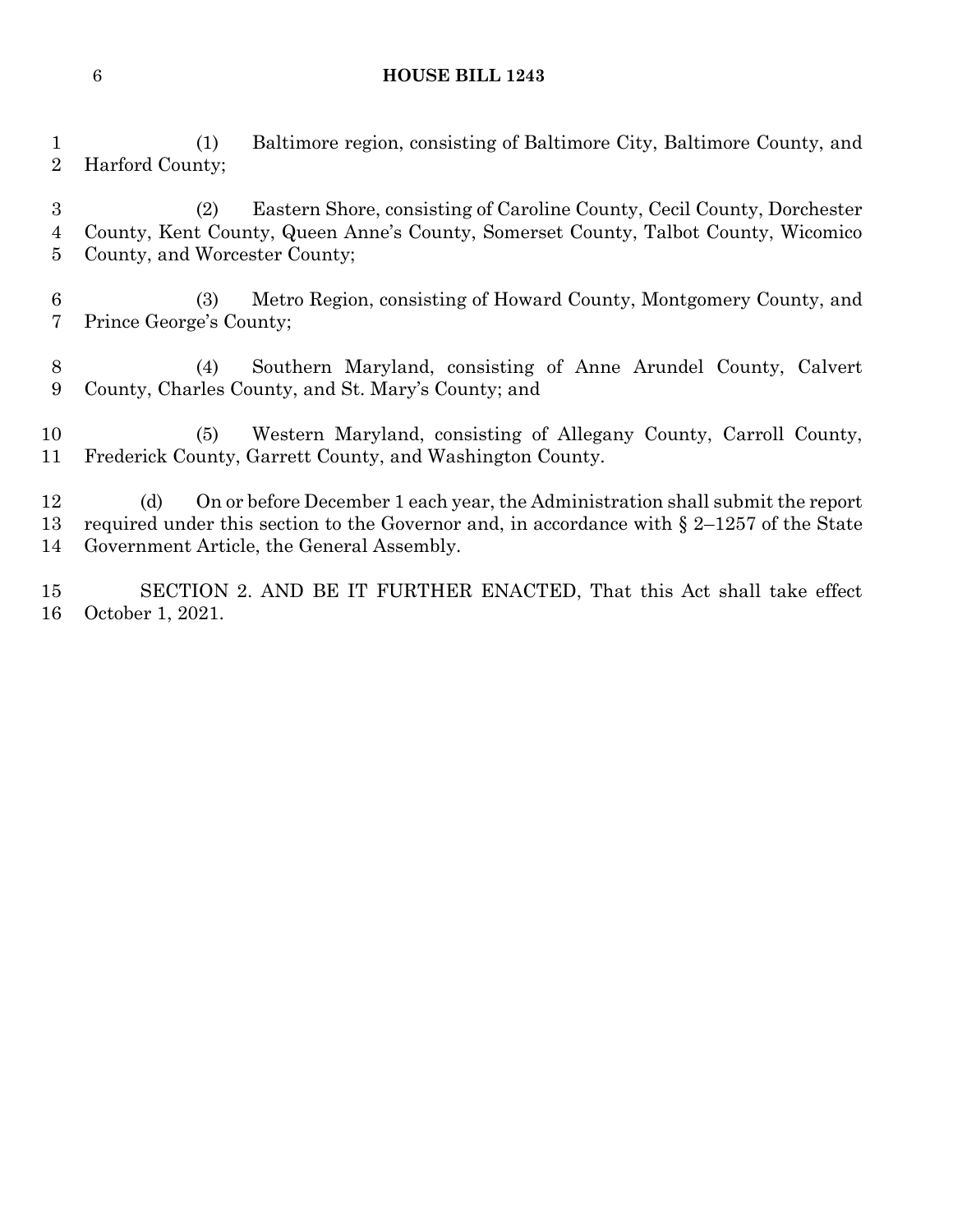(1) Baltimore region, consisting of Baltimore City, Baltimore County, and Harford County;

(2) Eastern Shore, consisting of Caroline County, Cecil County, Dorchester County, Kent County, Queen Anne's County, Somerset County, Talbot County, Wicomico County, and Worcester County;

(3) Metro Region, consisting of Howard County, Montgomery County, and Prince George's County;

(4) Southern Maryland, consisting of Anne Arundel County, Calvert County, Charles County, and St. Mary's County; and

(5) Western Maryland, consisting of Allegany County, Carroll County, Frederick County, Garrett County, and Washington County.

(d) On or before December 1 each year, the Administration shall submit the report required under this section to the Governor and, in accordance with § 2–1257 of the State Government Article, the General Assembly.

SECTION 2. AND BE IT FURTHER ENACTED, That this Act shall take effect October 1, 2021.